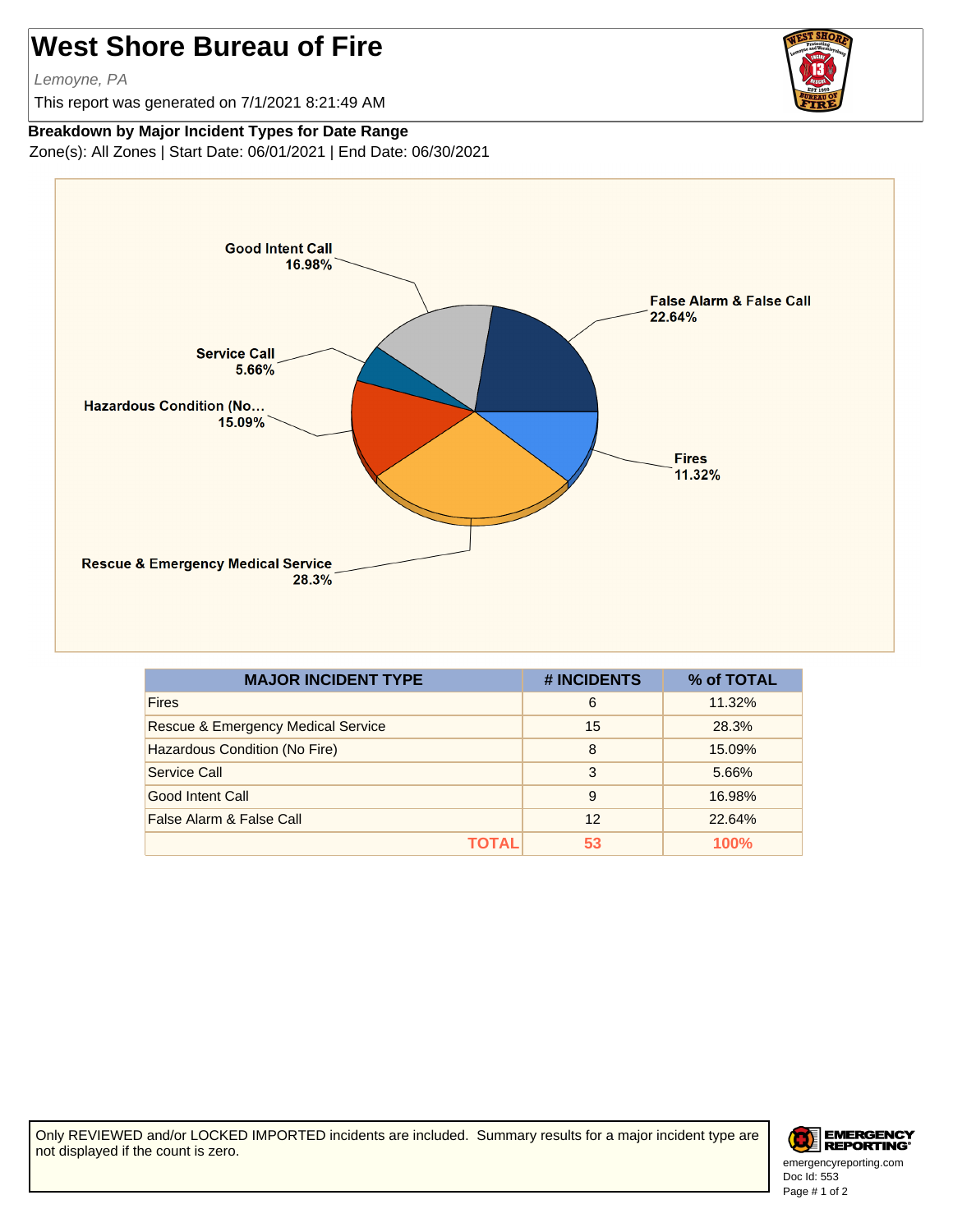# West Shore Bureau of Fire

*Lemoyne, PA*

This report was generated on 7/1/2021 8:21:49 AM

**Breakdown by Major Incident Types for Date Range**

Zone(s): All Zones | Start Date: 06/01/2021 | End Date: 06/30/2021

Good Intent Call 16.98%
False Alarm & False Call 22.64%
Service Call 5.66%
Hazardous Condition (No... 15.09%
Fires 11.32%
Rescue & Emergency Medical Service 28.3%

| MAJOR INCIDENT TYPE | # INCIDENTS | % of TOTAL |
|---|---|---|
| Fires | 6 | 11.32% |
| Rescue & Emergency Medical Service | 15 | 28.3% |
| Hazardous Condition (No Fire) | 8 | 15.09% |
| Service Call | 3 | 5.66% |
| Good Intent Call | 9 | 16.98% |
| False Alarm & False Call | 12 | 22.64% |
| **TOTAL** | **53** | **100%** |

Only REVIEWED and/or LOCKED IMPORTED incidents are included. Summary results for a major incident type are not displayed if the count is zero.

emergencyreporting.com
Doc Id: 553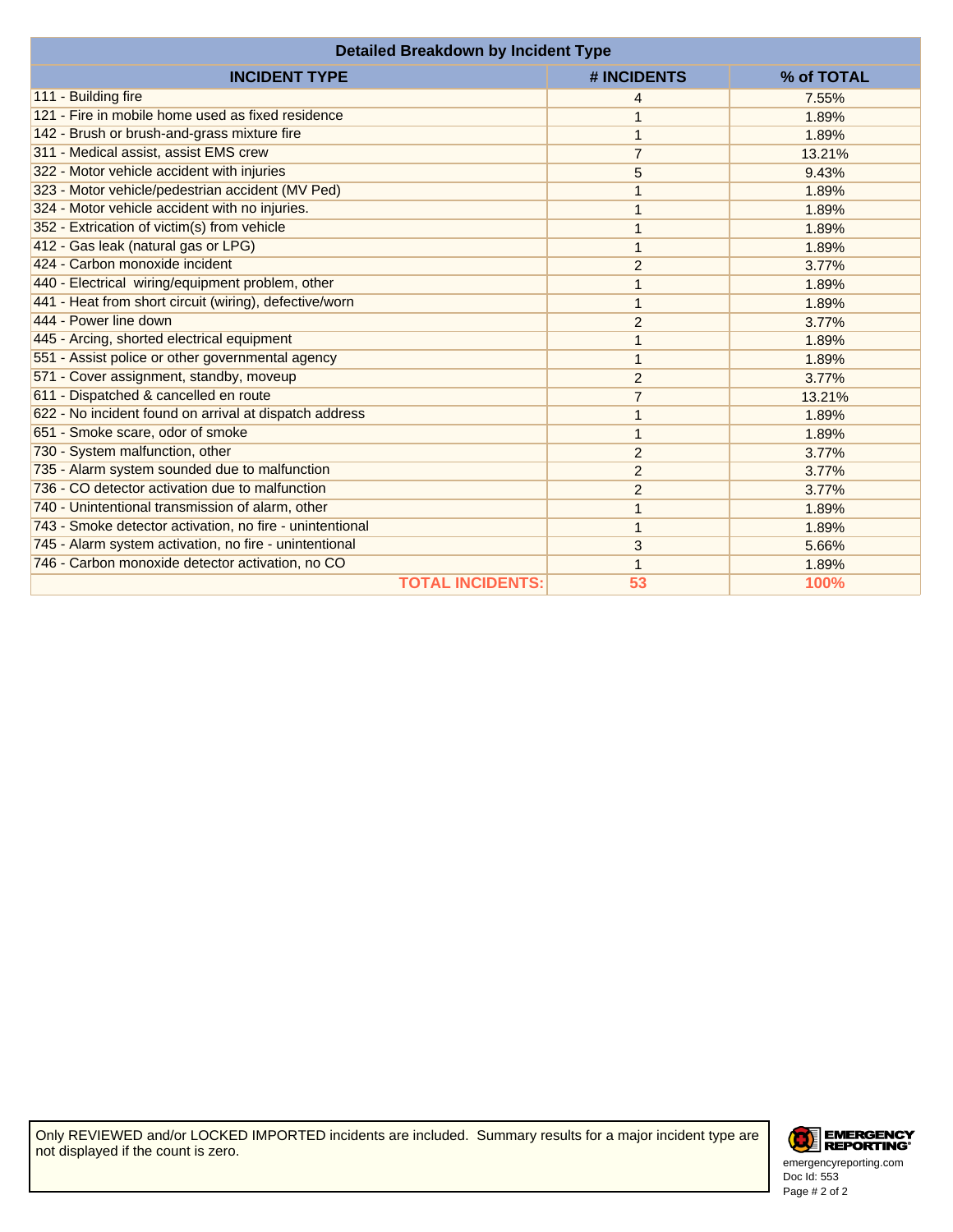## Detailed Breakdown by Incident Type

| INCIDENT TYPE | # INCIDENTS | % of TOTAL |
|---|---|---|
| 111 - Building fire | 4 | 7.55% |
| 121 - Fire in mobile home used as fixed residence | 1 | 1.89% |
| 142 - Brush or brush-and-grass mixture fire | 1 | 1.89% |
| 311 - Medical assist, assist EMS crew | 7 | 13.21% |
| 322 - Motor vehicle accident with injuries | 5 | 9.43% |
| 323 - Motor vehicle/pedestrian accident (MV Ped) | 1 | 1.89% |
| 324 - Motor vehicle accident with no injuries. | 1 | 1.89% |
| 352 - Extrication of victim(s) from vehicle | 1 | 1.89% |
| 412 - Gas leak (natural gas or LPG) | 1 | 1.89% |
| 424 - Carbon monoxide incident | 2 | 3.77% |
| 440 - Electrical wiring/equipment problem, other | 1 | 1.89% |
| 441 - Heat from short circuit (wiring), defective/worn | 1 | 1.89% |
| 444 - Power line down | 2 | 3.77% |
| 445 - Arcing, shorted electrical equipment | 1 | 1.89% |
| 551 - Assist police or other governmental agency | 1 | 1.89% |
| 571 - Cover assignment, standby, moveup | 2 | 3.77% |
| 611 - Dispatched & cancelled en route | 7 | 13.21% |
| 622 - No incident found on arrival at dispatch address | 1 | 1.89% |
| 651 - Smoke scare, odor of smoke | 1 | 1.89% |
| 730 - System malfunction, other | 2 | 3.77% |
| 735 - Alarm system sounded due to malfunction | 2 | 3.77% |
| 736 - CO detector activation due to malfunction | 2 | 3.77% |
| 740 - Unintentional transmission of alarm, other | 1 | 1.89% |
| 743 - Smoke detector activation, no fire - unintentional | 1 | 1.89% |
| 745 - Alarm system activation, no fire - unintentional | 3 | 5.66% |
| 746 - Carbon monoxide detector activation, no CO | 1 | 1.89% |
| **TOTAL INCIDENTS:** | **53** | **100%** |

Only REVIEWED and/or LOCKED IMPORTED incidents are included. Summary results for a major incident type are not displayed if the count is zero.

EMERGENCY REPORTING®
emergencyreporting.com
Doc Id: 553